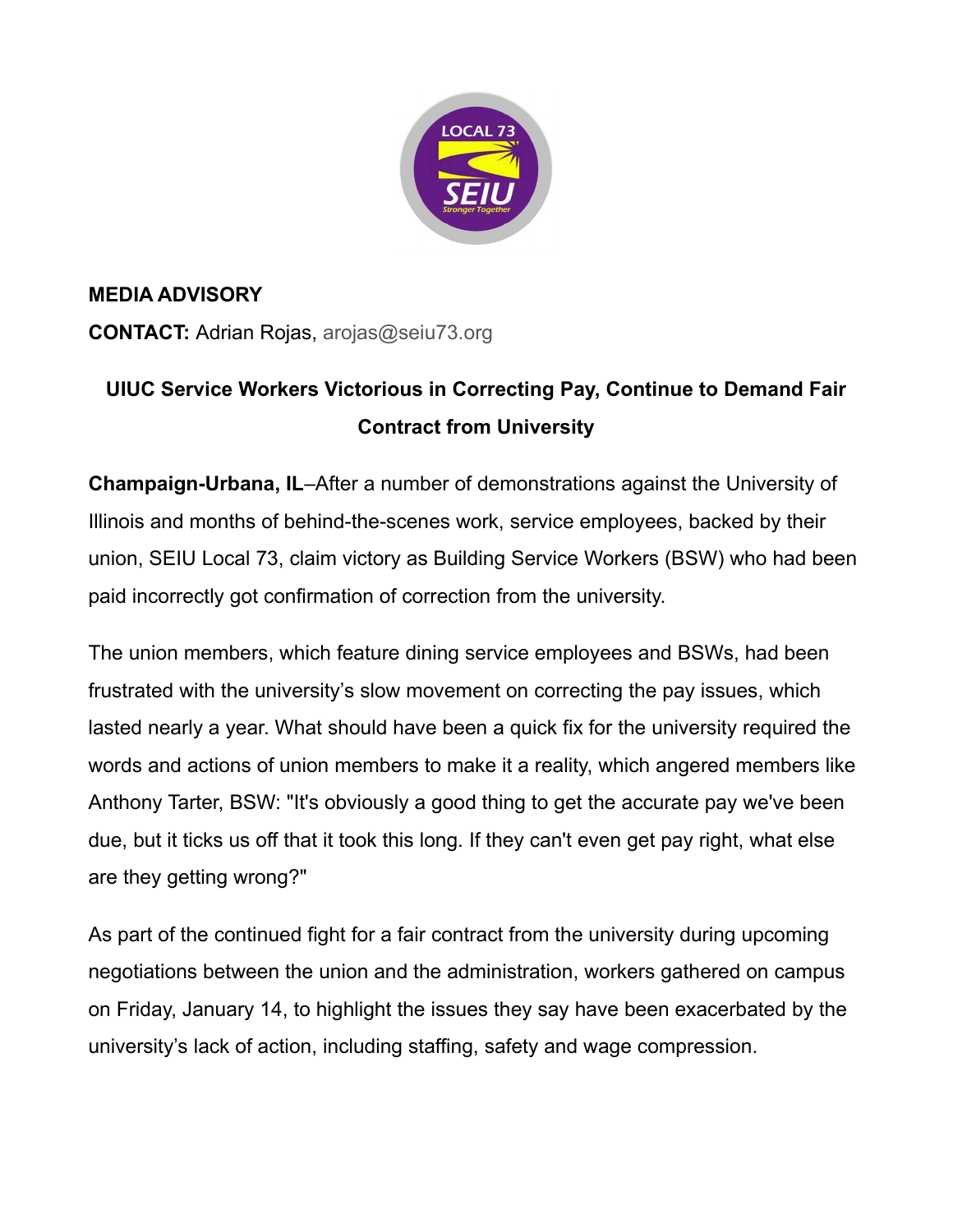**MEDIA ADVISORY**

**CONTACT:** Adrian Rojas, arojas@seiu73.org

# UIUC Service Workers Victorious in Correcting Pay, Continue to Demand Fair Contract from University

**Champaign-Urbana, IL**–After a number of demonstrations against the University of Illinois and months of behind-the-scenes work, service employees, backed by their union, SEIU Local 73, claim victory as Building Service Workers (BSW) who had been paid incorrectly got confirmation of correction from the university.

The union members, which feature dining service employees and BSWs, had been frustrated with the university's slow movement on correcting the pay issues, which lasted nearly a year. What should have been a quick fix for the university required the words and actions of union members to make it a reality, which angered members like Anthony Tarter, BSW: "It's obviously a good thing to get the accurate pay we've been due, but it ticks us off that it took this long. If they can't even get pay right, what else are they getting wrong?"

As part of the continued fight for a fair contract from the university during upcoming negotiations between the union and the administration, workers gathered on campus on Friday, January 14, to highlight the issues they say have been exacerbated by the university's lack of action, including staffing, safety and wage compression.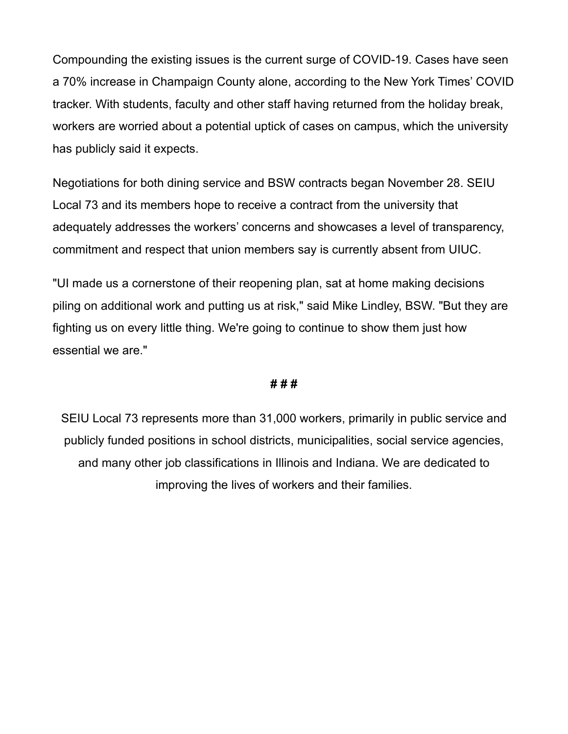Compounding the existing issues is the current surge of COVID-19. Cases have seen a 70% increase in Champaign County alone, according to the New York Times' COVID tracker. With students, faculty and other staff having returned from the holiday break, workers are worried about a potential uptick of cases on campus, which the university has publicly said it expects.

Negotiations for both dining service and BSW contracts began November 28. SEIU Local 73 and its members hope to receive a contract from the university that adequately addresses the workers' concerns and showcases a level of transparency, commitment and respect that union members say is currently absent from UIUC.

"UI made us a cornerstone of their reopening plan, sat at home making decisions piling on additional work and putting us at risk," said Mike Lindley, BSW. "But they are fighting us on every little thing. We're going to continue to show them just how essential we are."

**# # #**

SEIU Local 73 represents more than 31,000 workers, primarily in public service and publicly funded positions in school districts, municipalities, social service agencies, and many other job classifications in Illinois and Indiana. We are dedicated to improving the lives of workers and their families.